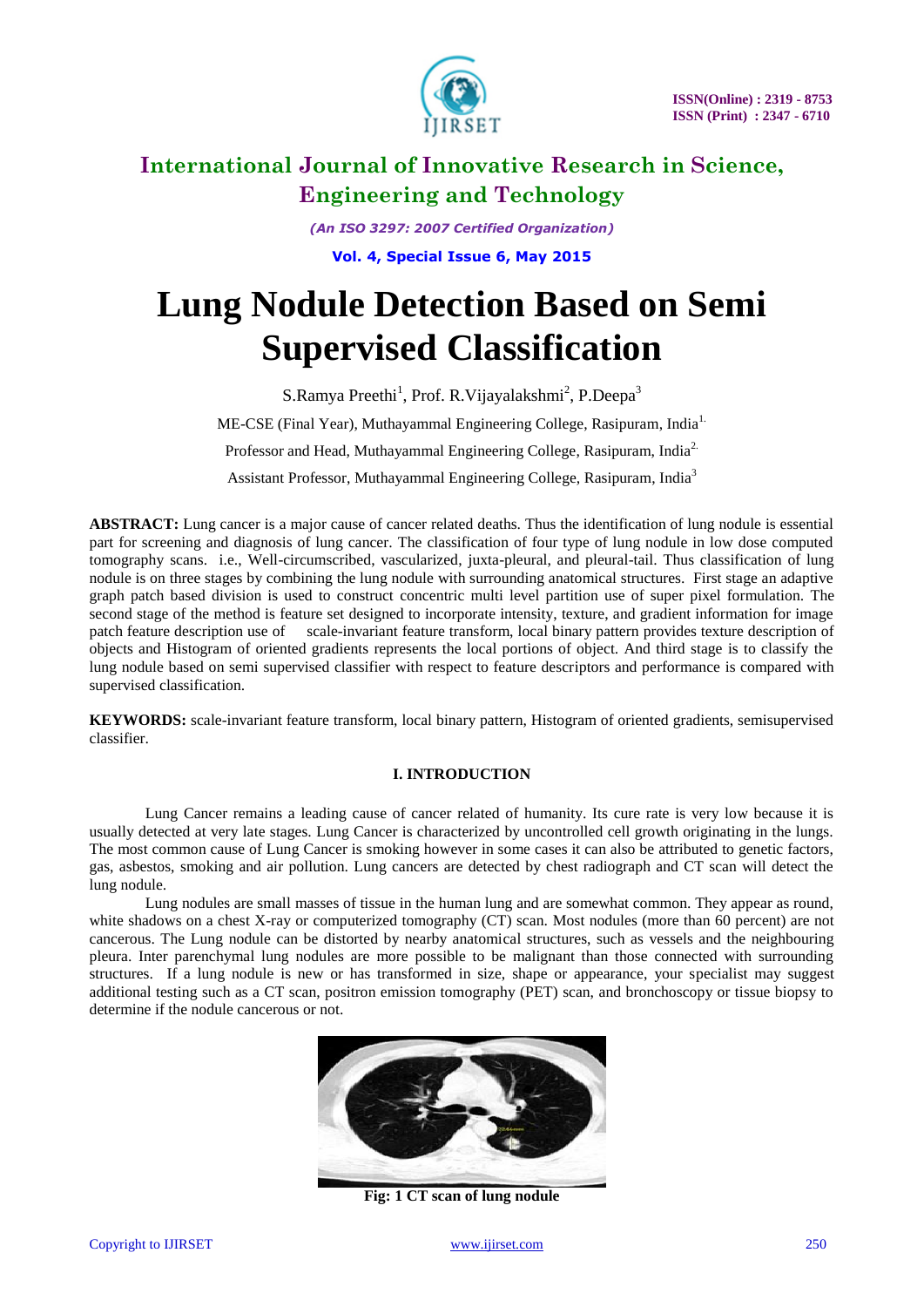# International Journal of Innovative Research in Science, Engineering and Technology

*(An ISO 3297: 2007 Certified Organization)*

**Vol. 4, Special Issue 6, May 2015**

# Lung Nodule Detection Based on Semi Supervised Classification

S.Ramya Preethi[1], Prof. R.Vijayalakshmi[2], P.Deepa[3]

ME-CSE (Final Year), Muthayammal Engineering College, Rasipuram, India[1]

Professor and Head, Muthayammal Engineering College, Rasipuram, India[2]

Assistant Professor, Muthayammal Engineering College, Rasipuram, India[3]

**ABSTRACT:** Lung cancer is a major cause of cancer related deaths. Thus the identification of lung nodule is essential part for screening and diagnosis of lung cancer. The classification of four type of lung nodule in low dose computed tomography scans. i.e., Well-circumscribed, vascularized, juxta-pleural, and pleural-tail. Thus classification of lung nodule is on three stages by combining the lung nodule with surrounding anatomical structures. First stage an adaptive graph patch based division is used to construct concentric multi level partition use of super pixel formulation. The second stage of the method is feature set designed to incorporate intensity, texture, and gradient information for image patch feature description use of scale-invariant feature transform, local binary pattern provides texture description of objects and Histogram of oriented gradients represents the local portions of object. And third stage is to classify the lung nodule based on semi supervised classifier with respect to feature descriptors and performance is compared with supervised classification.

**KEYWORDS:** scale-invariant feature transform, local binary pattern, Histogram of oriented gradients, semisupervised classifier.

## I. INTRODUCTION

Lung Cancer remains a leading cause of cancer related of humanity. Its cure rate is very low because it is usually detected at very late stages. Lung Cancer is characterized by uncontrolled cell growth originating in the lungs. The most common cause of Lung Cancer is smoking however in some cases it can also be attributed to genetic factors, gas, asbestos, smoking and air pollution. Lung cancers are detected by chest radiograph and CT scan will detect the lung nodule.

Lung nodules are small masses of tissue in the human lung and are somewhat common. They appear as round, white shadows on a chest X-ray or computerized tomography (CT) scan. Most nodules (more than 60 percent) are not cancerous. The Lung nodule can be distorted by nearby anatomical structures, such as vessels and the neighbouring pleura. Inter parenchymal lung nodules are more possible to be malignant than those connected with surrounding structures. If a lung nodule is new or has transformed in size, shape or appearance, your specialist may suggest additional testing such as a CT scan, positron emission tomography (PET) scan, and bronchoscopy or tissue biopsy to determine if the nodule cancerous or not.

**Fig: 1 CT scan of lung nodule**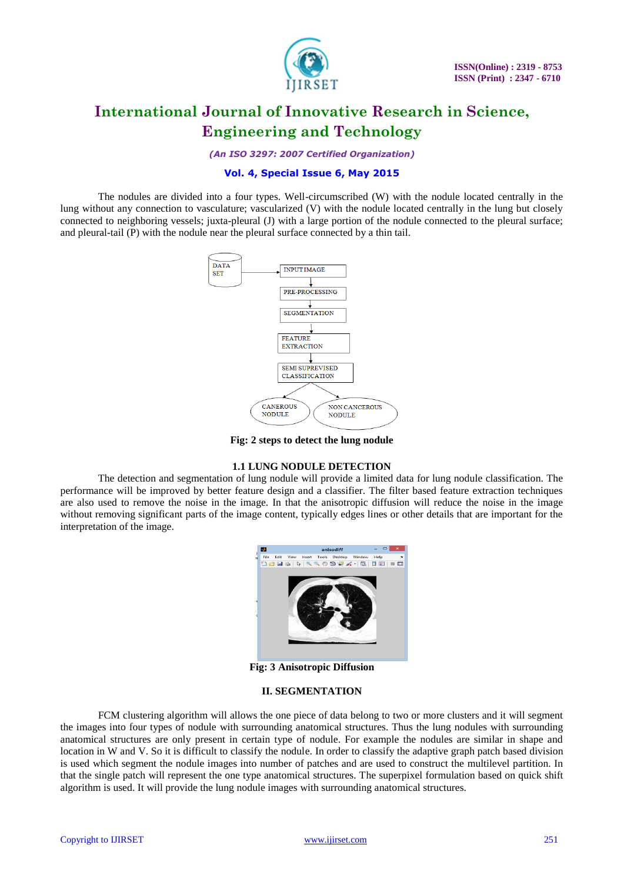The nodules are divided into a four types. Well-circumscribed (W) with the nodule located centrally in the lung without any connection to vasculature; vascularized (V) with the nodule located centrally in the lung but closely connected to neighboring vessels; juxta-pleural (J) with a large portion of the nodule connected to the pleural surface; and pleural-tail (P) with the nodule near the pleural surface connected by a thin tail.

**Fig: 2 steps to detect the lung nodule**

### 1.1 LUNG NODULE DETECTION

The detection and segmentation of lung nodule will provide a limited data for lung nodule classification. The performance will be improved by better feature design and a classifier. The filter based feature extraction techniques are also used to remove the noise in the image. In that the anisotropic diffusion will reduce the noise in the image without removing significant parts of the image content, typically edges lines or other details that are important for the interpretation of the image.

**Fig: 3 Anisotropic Diffusion**

## II. SEGMENTATION

FCM clustering algorithm will allows the one piece of data belong to two or more clusters and it will segment the images into four types of nodule with surrounding anatomical structures. Thus the lung nodules with surrounding anatomical structures are only present in certain type of nodule. For example the nodules are similar in shape and location in W and V. So it is difficult to classify the nodule. In order to classify the adaptive graph patch based division is used which segment the nodule images into number of patches and are used to construct the multilevel partition. In that the single patch will represent the one type anatomical structures. The superpixel formulation based on quick shift algorithm is used. It will provide the lung nodule images with surrounding anatomical structures.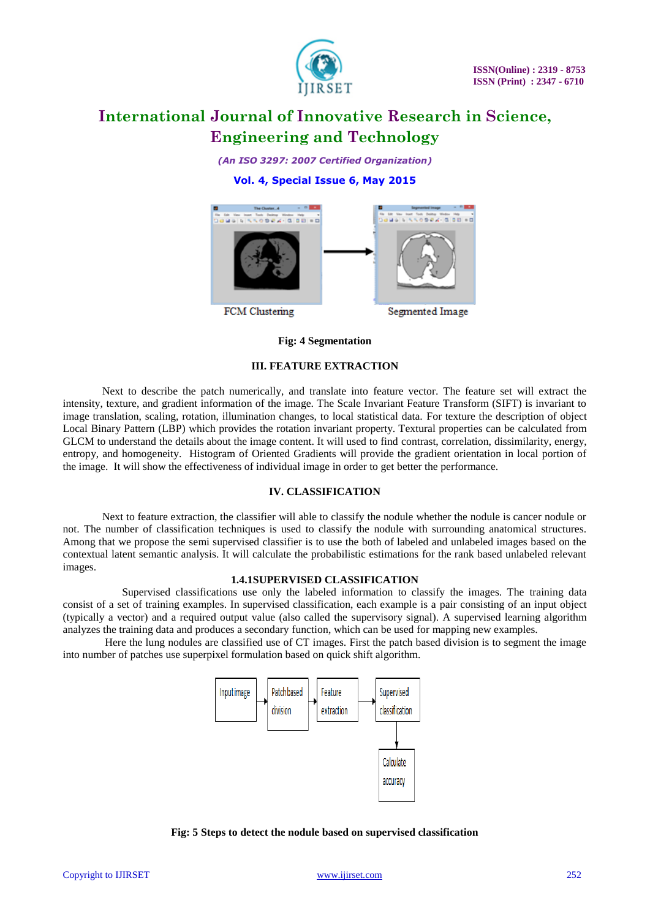FCM Clustering

Segmented Image

**Fig: 4 Segmentation**

## III. FEATURE EXTRACTION

Next to describe the patch numerically, and translate into feature vector. The feature set will extract the intensity, texture, and gradient information of the image. The Scale Invariant Feature Transform (SIFT) is invariant to image translation, scaling, rotation, illumination changes, to local statistical data. For texture the description of object Local Binary Pattern (LBP) which provides the rotation invariant property. Textural properties can be calculated from GLCM to understand the details about the image content. It will used to find contrast, correlation, dissimilarity, energy, entropy, and homogeneity. Histogram of Oriented Gradients will provide the gradient orientation in local portion of the image. It will show the effectiveness of individual image in order to get better the performance.

## IV. CLASSIFICATION

Next to feature extraction, the classifier will able to classify the nodule whether the nodule is cancer nodule or not. The number of classification techniques is used to classify the nodule with surrounding anatomical structures. Among that we propose the semi supervised classifier is to use the both of labeled and unlabeled images based on the contextual latent semantic analysis. It will calculate the probabilistic estimations for the rank based unlabeled relevant images.

### 1.4.1SUPERVISED CLASSIFICATION

Supervised classifications use only the labeled information to classify the images. The training data consist of a set of training examples. In supervised classification, each example is a pair consisting of an input object (typically a vector) and a required output value (also called the supervisory signal). A supervised learning algorithm analyzes the training data and produces a secondary function, which can be used for mapping new examples.

Here the lung nodules are classified use of CT images. First the patch based division is to segment the image into number of patches use superpixel formulation based on quick shift algorithm.

Input image → Patch based division → Feature extraction → Supervised classification → Calculate accuracy

**Fig: 5 Steps to detect the nodule based on supervised classification**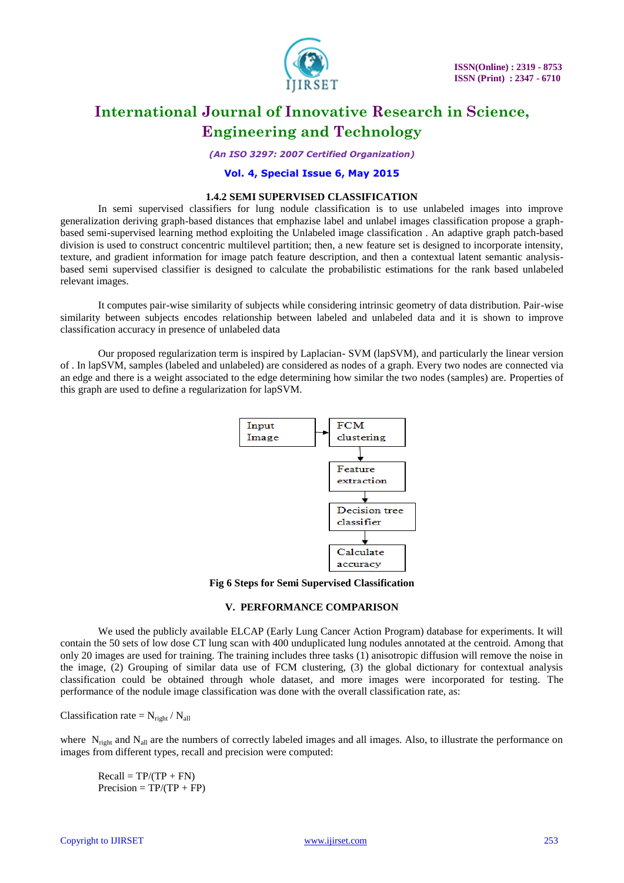### 1.4.2 SEMI SUPERVISED CLASSIFICATION

In semi supervised classifiers for lung nodule classification is to use unlabeled images into improve generalization deriving graph-based distances that emphazise label and unlabel images classification propose a graph-based semi-supervised learning method exploiting the Unlabeled image classification . An adaptive graph patch-based division is used to construct concentric multilevel partition; then, a new feature set is designed to incorporate intensity, texture, and gradient information for image patch feature description, and then a contextual latent semantic analysis-based semi supervised classifier is designed to calculate the probabilistic estimations for the rank based unlabeled relevant images.

It computes pair-wise similarity of subjects while considering intrinsic geometry of data distribution. Pair-wise similarity between subjects encodes relationship between labeled and unlabeled data and it is shown to improve classification accuracy in presence of unlabeled data

Our proposed regularization term is inspired by Laplacian- SVM (lapSVM), and particularly the linear version of . In lapSVM, samples (labeled and unlabeled) are considered as nodes of a graph. Every two nodes are connected via an edge and there is a weight associated to the edge determining how similar the two nodes (samples) are. Properties of this graph are used to define a regularization for lapSVM.

Input Image → FCM clustering → Feature extraction → Decision tree classifier → Calculate accuracy

**Fig 6 Steps for Semi Supervised Classification**

## V. PERFORMANCE COMPARISON

We used the publicly available ELCAP (Early Lung Cancer Action Program) database for experiments. It will contain the 50 sets of low dose CT lung scan with 400 unduplicated lung nodules annotated at the centroid. Among that only 20 images are used for training. The training includes three tasks (1) anisotropic diffusion will remove the noise in the image, (2) Grouping of similar data use of FCM clustering, (3) the global dictionary for contextual analysis classification could be obtained through whole dataset, and more images were incorporated for testing. The performance of the nodule image classification was done with the overall classification rate, as:

Classification rate = $N_{right} / N_{all}$

where $N_{right}$ and $N_{all}$ are the numbers of correctly labeled images and all images. Also, to illustrate the performance on images from different types, recall and precision were computed:

Recall = TP/(TP + FN)
Precision = TP/(TP + FP)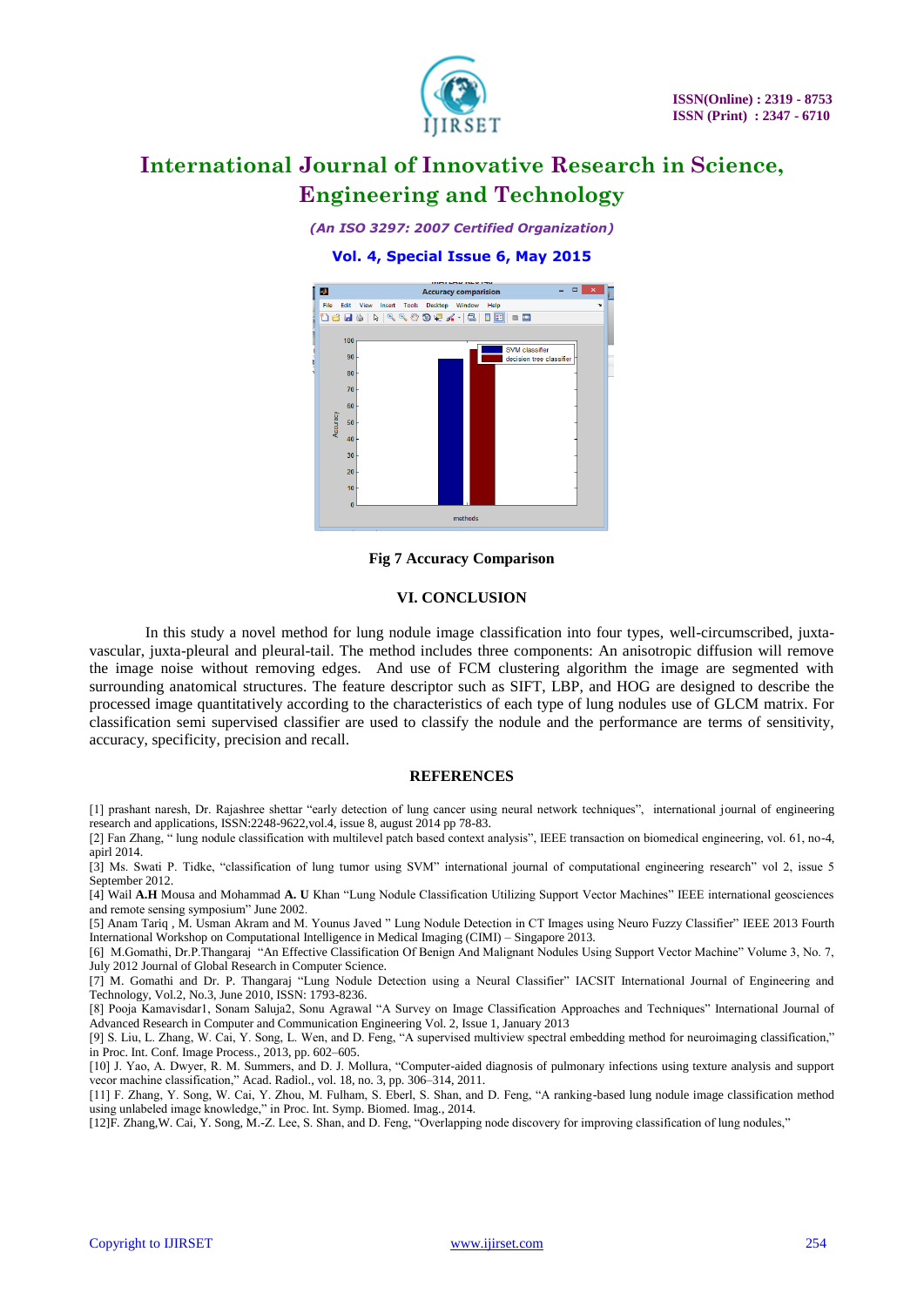Accuracy comparision

File Edit View Insert Tools Desktop Window Help

100
90
80
70
60
50
40
30
20
10
0

Accuracy

methods

SVM classifier
decision tree classifier

**Fig 7 Accuracy Comparison**

## VI. CONCLUSION

In this study a novel method for lung nodule image classification into four types, well-circumscribed, juxta-vascular, juxta-pleural and pleural-tail. The method includes three components: An anisotropic diffusion will remove the image noise without removing edges. And use of FCM clustering algorithm the image are segmented with surrounding anatomical structures. The feature descriptor such as SIFT, LBP, and HOG are designed to describe the processed image quantitatively according to the characteristics of each type of lung nodules use of GLCM matrix. For classification semi supervised classifier are used to classify the nodule and the performance are terms of sensitivity, accuracy, specificity, precision and recall.

## REFERENCES

[1] prashant naresh, Dr. Rajashree shettar "early detection of lung cancer using neural network techniques", international journal of engineering research and applications, ISSN:2248-9622,vol.4, issue 8, august 2014 pp 78-83.

[2] Fan Zhang, " lung nodule classification with multilevel patch based context analysis", IEEE transaction on biomedical engineering, vol. 61, no-4, apirl 2014.

[3] Ms. Swati P. Tidke, "classification of lung tumor using SVM" international journal of computational engineering research" vol 2, issue 5 September 2012.

[4] Wail **A.H** Mousa and Mohammad **A. U** Khan "Lung Nodule Classification Utilizing Support Vector Machines" IEEE international geosciences and remote sensing symposium" June 2002.

[5] Anam Tariq , M. Usman Akram and M. Younus Javed " Lung Nodule Detection in CT Images using Neuro Fuzzy Classifier" IEEE 2013 Fourth International Workshop on Computational Intelligence in Medical Imaging (CIMI) – Singapore 2013.

[6] M.Gomathi, Dr.P.Thangaraj "An Effective Classification Of Benign And Malignant Nodules Using Support Vector Machine" Volume 3, No. 7, July 2012 Journal of Global Research in Computer Science.

[7] M. Gomathi and Dr. P. Thangaraj "Lung Nodule Detection using a Neural Classifier" IACSIT International Journal of Engineering and Technology, Vol.2, No.3, June 2010, ISSN: 1793-8236.

[8] Pooja Kamavisdar1, Sonam Saluja2, Sonu Agrawal "A Survey on Image Classification Approaches and Techniques" International Journal of Advanced Research in Computer and Communication Engineering Vol. 2, Issue 1, January 2013

[9] S. Liu, L. Zhang, W. Cai, Y. Song, L. Wen, and D. Feng, "A supervised multiview spectral embedding method for neuroimaging classification," in Proc. Int. Conf. Image Process., 2013, pp. 602–605.

[10] J. Yao, A. Dwyer, R. M. Summers, and D. J. Mollura, "Computer-aided diagnosis of pulmonary infections using texture analysis and support vecor machine classification," Acad. Radiol., vol. 18, no. 3, pp. 306–314, 2011.

[11] F. Zhang, Y. Song, W. Cai, Y. Zhou, M. Fulham, S. Eberl, S. Shan, and D. Feng, "A ranking-based lung nodule image classification method using unlabeled image knowledge," in Proc. Int. Symp. Biomed. Imag., 2014.

[12]F. Zhang,W. Cai, Y. Song, M.-Z. Lee, S. Shan, and D. Feng, "Overlapping node discovery for improving classification of lung nodules,"